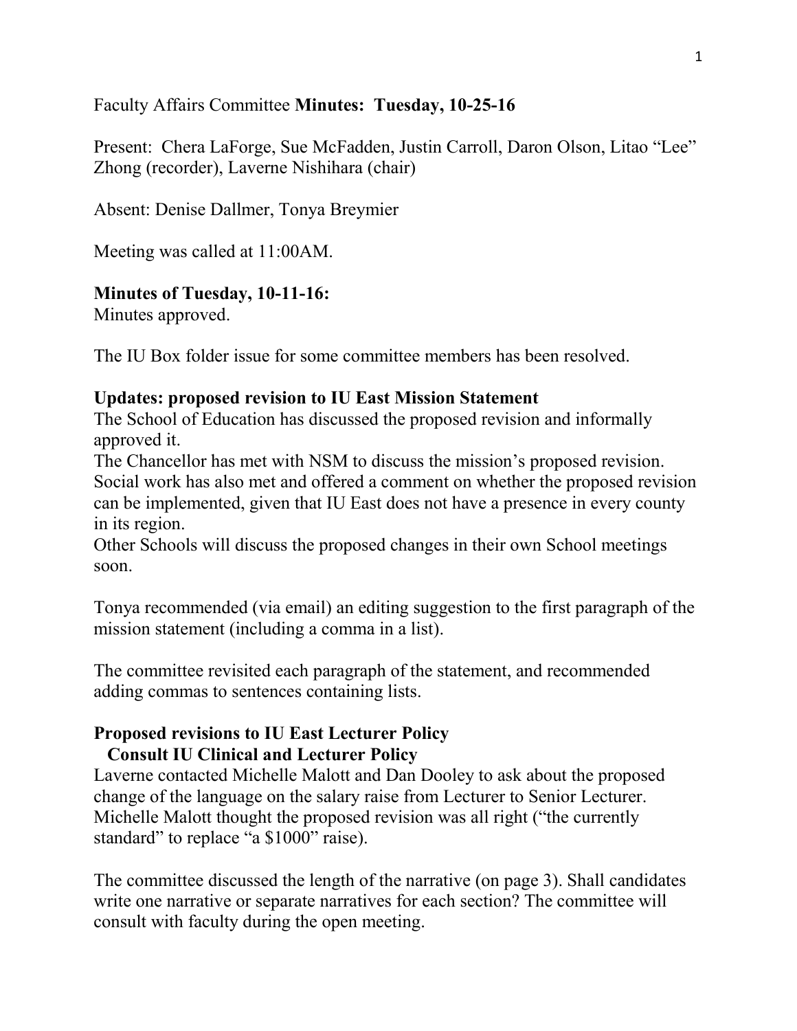Faculty Affairs Committee **Minutes: Tuesday, 10-25-16**

Present: Chera LaForge, Sue McFadden, Justin Carroll, Daron Olson, Litao "Lee" Zhong (recorder), Laverne Nishihara (chair)

Absent: Denise Dallmer, Tonya Breymier

Meeting was called at 11:00AM.

**Minutes of Tuesday, 10-11-16:**
Minutes approved.

The IU Box folder issue for some committee members has been resolved.

**Updates: proposed revision to IU East Mission Statement**
The School of Education has discussed the proposed revision and informally approved it.
The Chancellor has met with NSM to discuss the mission's proposed revision.
Social work has also met and offered a comment on whether the proposed revision can be implemented, given that IU East does not have a presence in every county in its region.
Other Schools will discuss the proposed changes in their own School meetings soon.

Tonya recommended (via email) an editing suggestion to the first paragraph of the mission statement (including a comma in a list).

The committee revisited each paragraph of the statement, and recommended adding commas to sentences containing lists.

**Proposed revisions to IU East Lecturer Policy**
**Consult IU Clinical and Lecturer Policy**
Laverne contacted Michelle Malott and Dan Dooley to ask about the proposed change of the language on the salary raise from Lecturer to Senior Lecturer. Michelle Malott thought the proposed revision was all right ("the currently standard" to replace "a $1000" raise).

The committee discussed the length of the narrative (on page 3). Shall candidates write one narrative or separate narratives for each section? The committee will consult with faculty during the open meeting.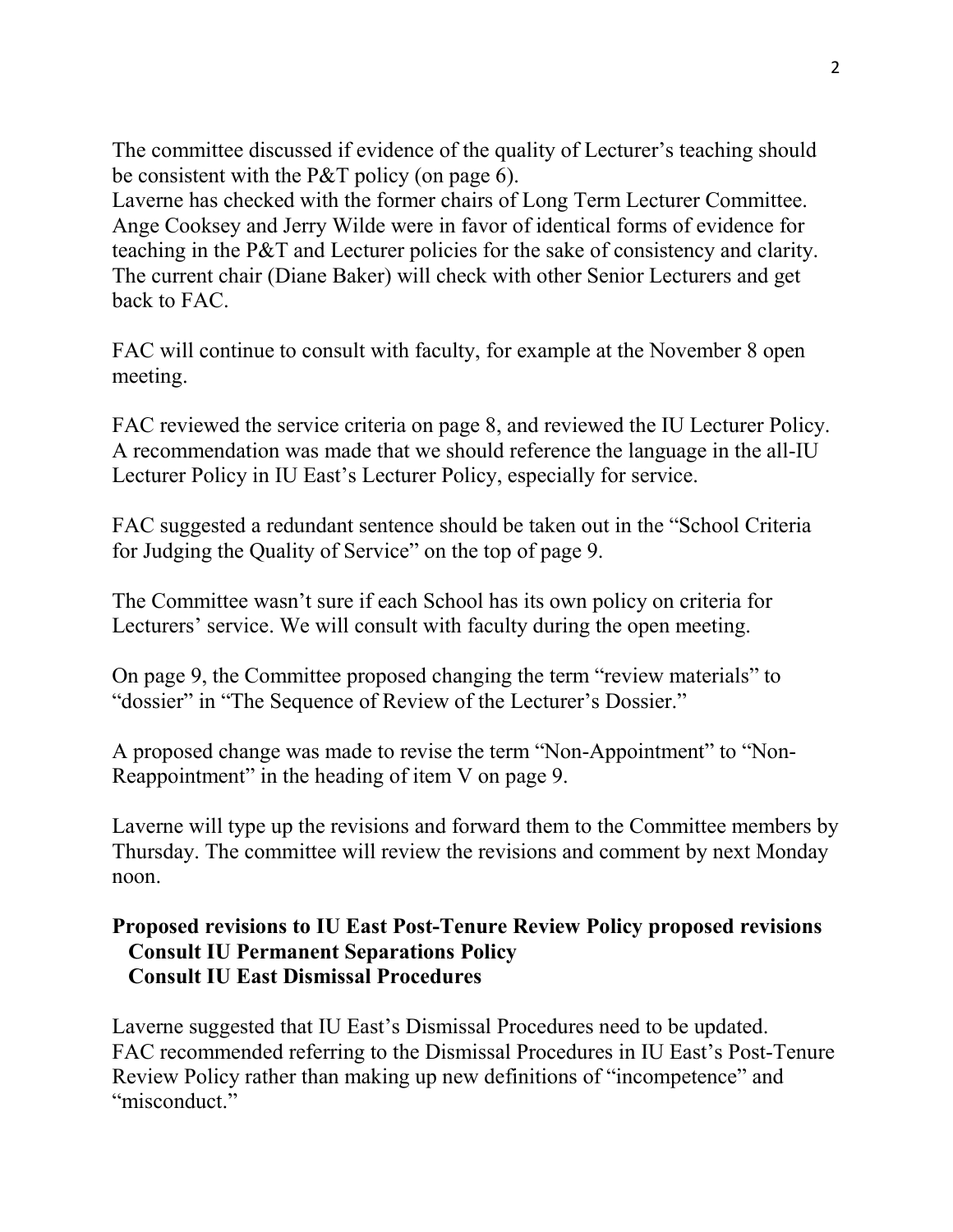The committee discussed if evidence of the quality of Lecturer's teaching should be consistent with the P&T policy (on page 6).
Laverne has checked with the former chairs of Long Term Lecturer Committee. Ange Cooksey and Jerry Wilde were in favor of identical forms of evidence for teaching in the P&T and Lecturer policies for the sake of consistency and clarity. The current chair (Diane Baker) will check with other Senior Lecturers and get back to FAC.

FAC will continue to consult with faculty, for example at the November 8 open meeting.

FAC reviewed the service criteria on page 8, and reviewed the IU Lecturer Policy. A recommendation was made that we should reference the language in the all-IU Lecturer Policy in IU East's Lecturer Policy, especially for service.

FAC suggested a redundant sentence should be taken out in the "School Criteria for Judging the Quality of Service" on the top of page 9.

The Committee wasn't sure if each School has its own policy on criteria for Lecturers' service. We will consult with faculty during the open meeting.

On page 9, the Committee proposed changing the term "review materials" to "dossier" in "The Sequence of Review of the Lecturer's Dossier."

A proposed change was made to revise the term "Non-Appointment" to "Non-Reappointment" in the heading of item V on page 9.

Laverne will type up the revisions and forward them to the Committee members by Thursday. The committee will review the revisions and comment by next Monday noon.

**Proposed revisions to IU East Post-Tenure Review Policy proposed revisions**
**Consult IU Permanent Separations Policy**
**Consult IU East Dismissal Procedures**

Laverne suggested that IU East's Dismissal Procedures need to be updated.
FAC recommended referring to the Dismissal Procedures in IU East's Post-Tenure Review Policy rather than making up new definitions of "incompetence" and "misconduct."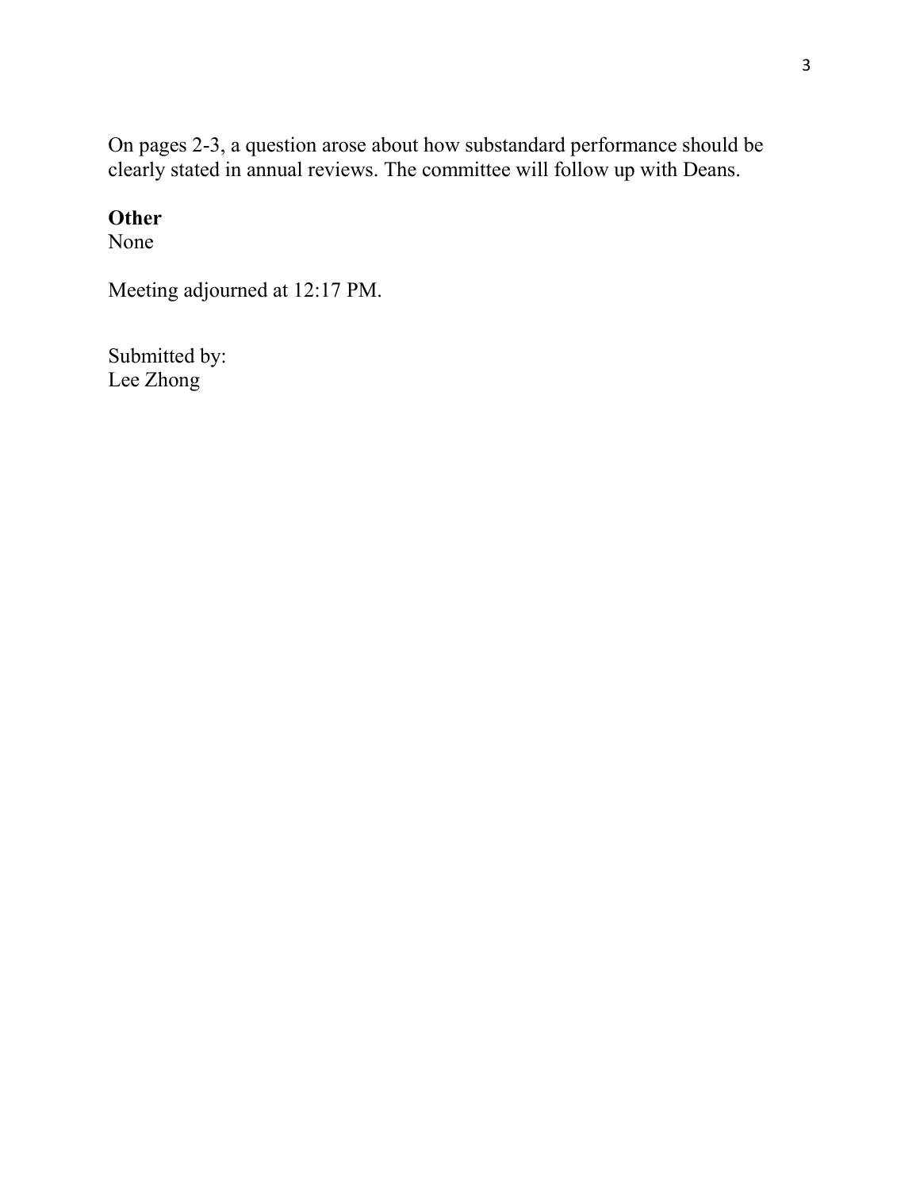On pages 2-3, a question arose about how substandard performance should be clearly stated in annual reviews. The committee will follow up with Deans.

**Other**
None

Meeting adjourned at 12:17 PM.

Submitted by:
Lee Zhong